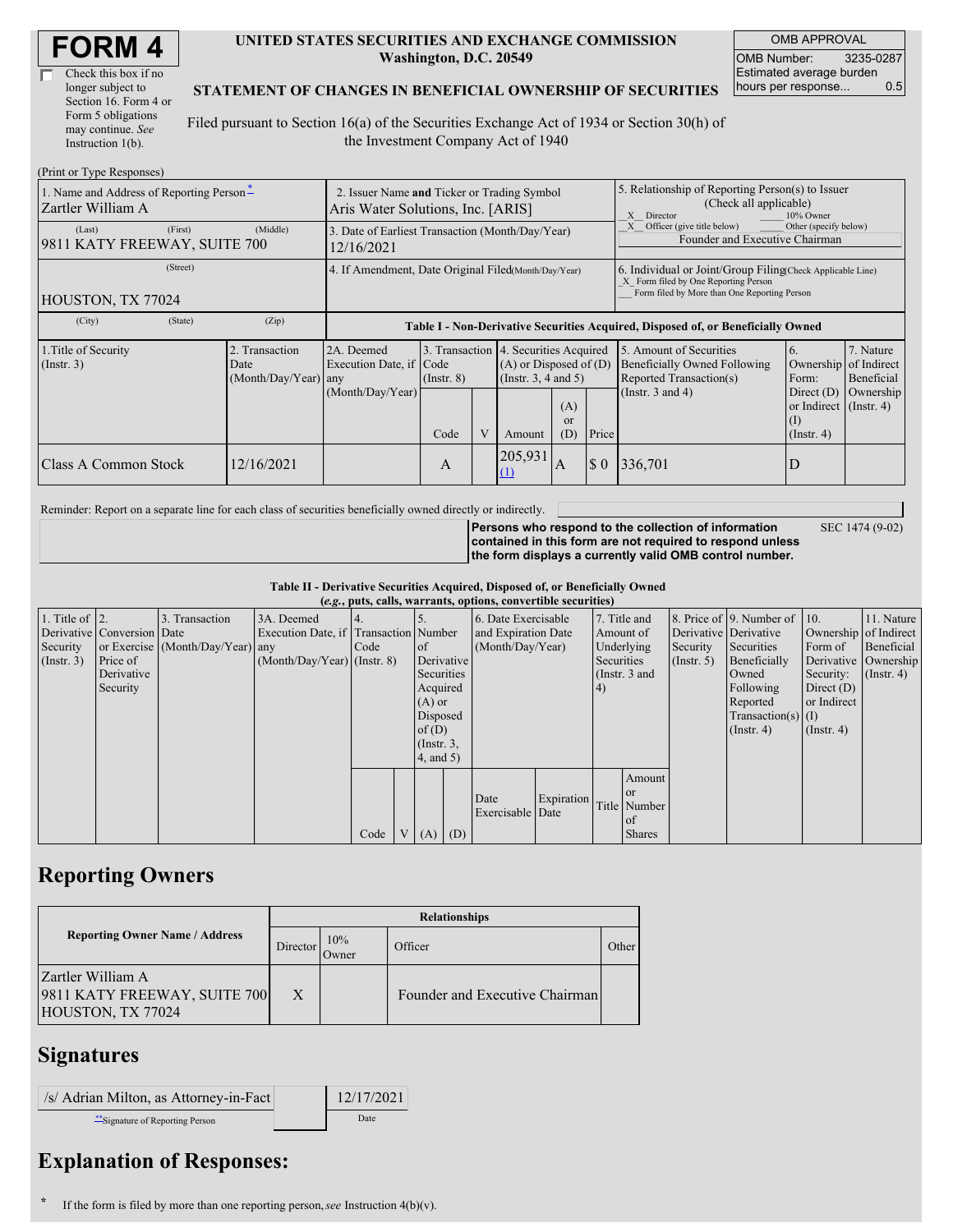# FORM 4

☐ Check this box if no longer subject to Section 16. Form 4 or Form 5 obligations may continue. *See* Instruction 1(b).

**UNITED STATES SECURITIES AND EXCHANGE COMMISSION**
**Washington, D.C. 20549**

**STATEMENT OF CHANGES IN BENEFICIAL OWNERSHIP OF SECURITIES**

Filed pursuant to Section 16(a) of the Securities Exchange Act of 1934 or Section 30(h) of the Investment Company Act of 1940

| OMB APPROVAL | |
|---|---|
| OMB Number: | 3235-0287 |
| Estimated average burden hours per response... | 0.5 |

(Print or Type Responses)

| 1. Name and Address of Reporting Person* | 2. Issuer Name and Ticker or Trading Symbol | 5. Relationship of Reporting Person(s) to Issuer (Check all applicable) |
|---|---|---|
| Zartler William A | Aris Water Solutions, Inc. [ARIS] | _X_ Director ___ 10% Owner _X_ Officer (give title below) ___ Other (specify below) |
| (Last) (First) (Middle) 9811 KATY FREEWAY, SUITE 700 | 3. Date of Earliest Transaction (Month/Day/Year) 12/16/2021 | Founder and Executive Chairman |
| (Street) HOUSTON, TX 77024 | 4. If Amendment, Date Original Filed(Month/Day/Year) | 6. Individual or Joint/Group Filing(Check Applicable Line) _X_ Form filed by One Reporting Person ___ Form filed by More than One Reporting Person |
| (City) (State) (Zip) | | |

**Table I - Non-Derivative Securities Acquired, Disposed of, or Beneficially Owned**

| 1.Title of Security (Instr. 3) | 2. Transaction Date (Month/Day/Year) | 2A. Deemed Execution Date, if any (Month/Day/Year) | 3. Transaction Code (Instr. 8) | | 4. Securities Acquired (A) or Disposed of (D) (Instr. 3, 4 and 5) | | | 5. Amount of Securities Beneficially Owned Following Reported Transaction(s) (Instr. 3 and 4) | 6. Ownership Form: Direct (D) or Indirect (I) (Instr. 4) | 7. Nature of Indirect Beneficial Ownership (Instr. 4) |
|---|---|---|---|---|---|---|---|---|---|---|
| | | | Code | V | Amount | (A) or (D) | Price | | | |
| Class A Common Stock | 12/16/2021 | | A | | 205,931 [(1)](#) | A | $ 0 | 336,701 | D | |

Reminder: Report on a separate line for each class of securities beneficially owned directly or indirectly.

**Persons who respond to the collection of information contained in this form are not required to respond unless the form displays a currently valid OMB control number.** SEC 1474 (9-02)

**Table II - Derivative Securities Acquired, Disposed of, or Beneficially Owned**
***(e.g.*, puts, calls, warrants, options, convertible securities)**

| 1. Title of Derivative Security (Instr. 3) | 2. Conversion or Exercise Price of Derivative Security | 3. Transaction Date (Month/Day/Year) | 3A. Deemed Execution Date, if any (Month/Day/Year) | 4. Transaction Code (Instr. 8) | | 5. Number of Derivative Securities Acquired (A) or Disposed of (D) (Instr. 3, 4, and 5) | | 6. Date Exercisable and Expiration Date (Month/Day/Year) | | 7. Title and Amount of Underlying Securities (Instr. 3 and 4) | | 8. Price of Derivative Security (Instr. 5) | 9. Number of Derivative Securities Beneficially Owned Following Reported Transaction(s) (Instr. 4) | 10. Ownership Form of Derivative Security: Direct (D) or Indirect (I) (Instr. 4) | 11. Nature of Indirect Beneficial Ownership (Instr. 4) |
|---|---|---|---|---|---|---|---|---|---|---|---|---|---|---|---|
| | | | | Code | V | (A) | (D) | Date Exercisable | Expiration Date | Title | Amount or Number of Shares | | | | |

## Reporting Owners

| Reporting Owner Name / Address | Relationships | | | |
|---|---|---|---|---|
| | Director | 10% Owner | Officer | Other |
| Zartler William A 9811 KATY FREEWAY, SUITE 700 HOUSTON, TX 77024 | X | | Founder and Executive Chairman | |

## Signatures

| /s/ Adrian Milton, as Attorney-in-Fact | | 12/17/2021 |
|---|---|---|
| **Signature of Reporting Person | | Date |

## Explanation of Responses:

\* If the form is filed by more than one reporting person, *see* Instruction 4(b)(v).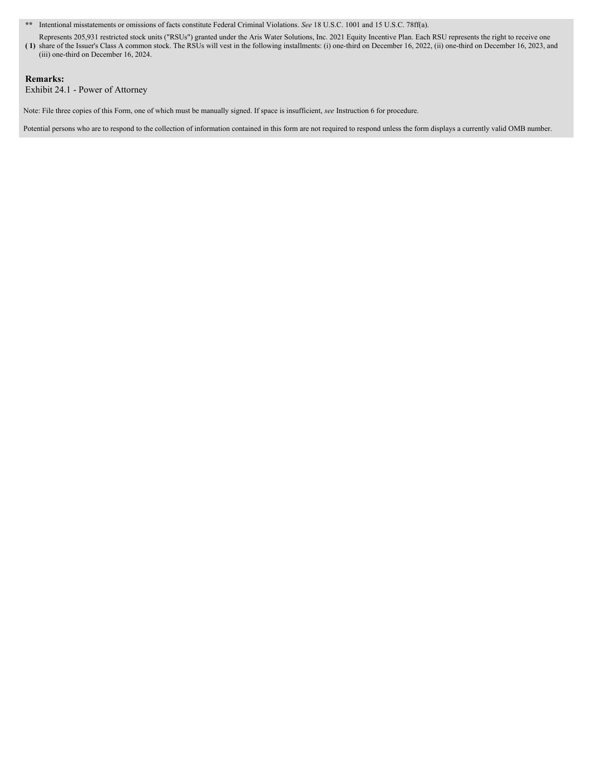** Intentional misstatements or omissions of facts constitute Federal Criminal Violations. *See* 18 U.S.C. 1001 and 15 U.S.C. 78ff(a).

(1) Represents 205,931 restricted stock units ("RSUs") granted under the Aris Water Solutions, Inc. 2021 Equity Incentive Plan. Each RSU represents the right to receive one share of the Issuer's Class A common stock. The RSUs will vest in the following installments: (i) one-third on December 16, 2022, (ii) one-third on December 16, 2023, and (iii) one-third on December 16, 2024.

**Remarks:**

Exhibit 24.1 - Power of Attorney

Note: File three copies of this Form, one of which must be manually signed. If space is insufficient, *see* Instruction 6 for procedure.

Potential persons who are to respond to the collection of information contained in this form are not required to respond unless the form displays a currently valid OMB number.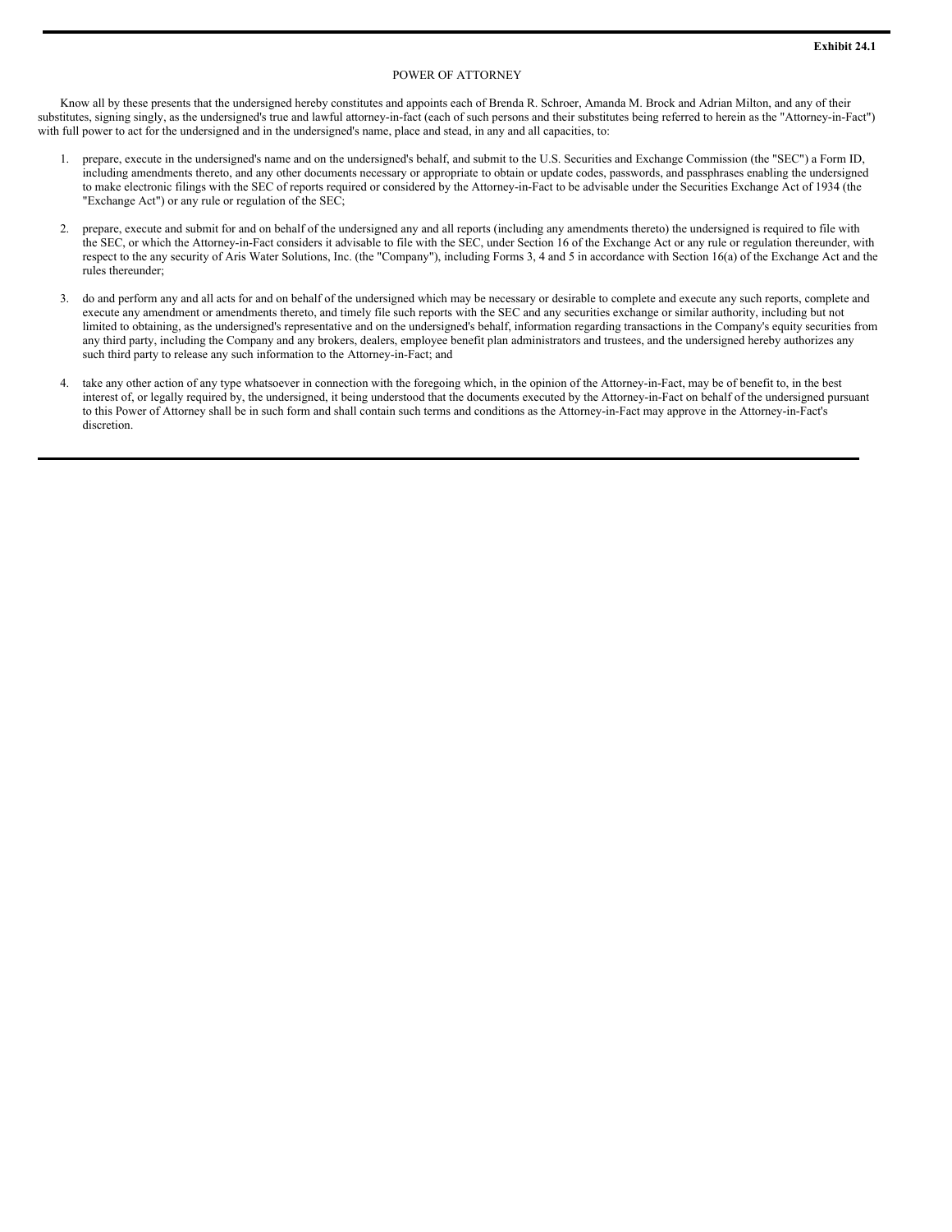**Exhibit 24.1**

POWER OF ATTORNEY

Know all by these presents that the undersigned hereby constitutes and appoints each of Brenda R. Schroer, Amanda M. Brock and Adrian Milton, and any of their substitutes, signing singly, as the undersigned's true and lawful attorney-in-fact (each of such persons and their substitutes being referred to herein as the "Attorney-in-Fact") with full power to act for the undersigned and in the undersigned's name, place and stead, in any and all capacities, to:

1. prepare, execute in the undersigned's name and on the undersigned's behalf, and submit to the U.S. Securities and Exchange Commission (the "SEC") a Form ID, including amendments thereto, and any other documents necessary or appropriate to obtain or update codes, passwords, and passphrases enabling the undersigned to make electronic filings with the SEC of reports required or considered by the Attorney-in-Fact to be advisable under the Securities Exchange Act of 1934 (the "Exchange Act") or any rule or regulation of the SEC;

2. prepare, execute and submit for and on behalf of the undersigned any and all reports (including any amendments thereto) the undersigned is required to file with the SEC, or which the Attorney-in-Fact considers it advisable to file with the SEC, under Section 16 of the Exchange Act or any rule or regulation thereunder, with respect to the any security of Aris Water Solutions, Inc. (the "Company"), including Forms 3, 4 and 5 in accordance with Section 16(a) of the Exchange Act and the rules thereunder;

3. do and perform any and all acts for and on behalf of the undersigned which may be necessary or desirable to complete and execute any such reports, complete and execute any amendment or amendments thereto, and timely file such reports with the SEC and any securities exchange or similar authority, including but not limited to obtaining, as the undersigned's representative and on the undersigned's behalf, information regarding transactions in the Company's equity securities from any third party, including the Company and any brokers, dealers, employee benefit plan administrators and trustees, and the undersigned hereby authorizes any such third party to release any such information to the Attorney-in-Fact; and

4. take any other action of any type whatsoever in connection with the foregoing which, in the opinion of the Attorney-in-Fact, may be of benefit to, in the best interest of, or legally required by, the undersigned, it being understood that the documents executed by the Attorney-in-Fact on behalf of the undersigned pursuant to this Power of Attorney shall be in such form and shall contain such terms and conditions as the Attorney-in-Fact may approve in the Attorney-in-Fact's discretion.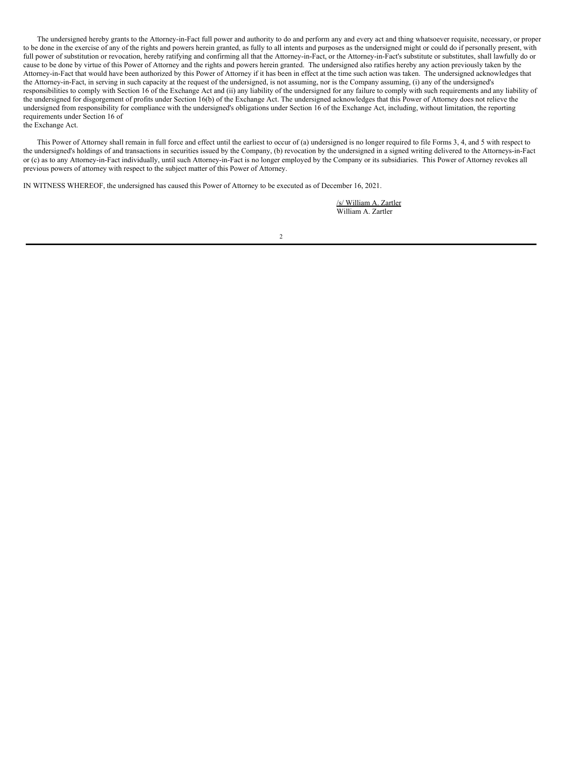The undersigned hereby grants to the Attorney-in-Fact full power and authority to do and perform any and every act and thing whatsoever requisite, necessary, or proper to be done in the exercise of any of the rights and powers herein granted, as fully to all intents and purposes as the undersigned might or could do if personally present, with full power of substitution or revocation, hereby ratifying and confirming all that the Attorney-in-Fact, or the Attorney-in-Fact's substitute or substitutes, shall lawfully do or cause to be done by virtue of this Power of Attorney and the rights and powers herein granted. The undersigned also ratifies hereby any action previously taken by the Attorney-in-Fact that would have been authorized by this Power of Attorney if it has been in effect at the time such action was taken. The undersigned acknowledges that the Attorney-in-Fact, in serving in such capacity at the request of the undersigned, is not assuming, nor is the Company assuming, (i) any of the undersigned's responsibilities to comply with Section 16 of the Exchange Act and (ii) any liability of the undersigned for any failure to comply with such requirements and any liability of the undersigned for disgorgement of profits under Section 16(b) of the Exchange Act. The undersigned acknowledges that this Power of Attorney does not relieve the undersigned from responsibility for compliance with the undersigned's obligations under Section 16 of the Exchange Act, including, without limitation, the reporting requirements under Section 16 of the Exchange Act.

This Power of Attorney shall remain in full force and effect until the earliest to occur of (a) undersigned is no longer required to file Forms 3, 4, and 5 with respect to the undersigned's holdings of and transactions in securities issued by the Company, (b) revocation by the undersigned in a signed writing delivered to the Attorneys-in-Fact or (c) as to any Attorney-in-Fact individually, until such Attorney-in-Fact is no longer employed by the Company or its subsidiaries. This Power of Attorney revokes all previous powers of attorney with respect to the subject matter of this Power of Attorney.

IN WITNESS WHEREOF, the undersigned has caused this Power of Attorney to be executed as of December 16, 2021.

/s/ William A. Zartler
William A. Zartler